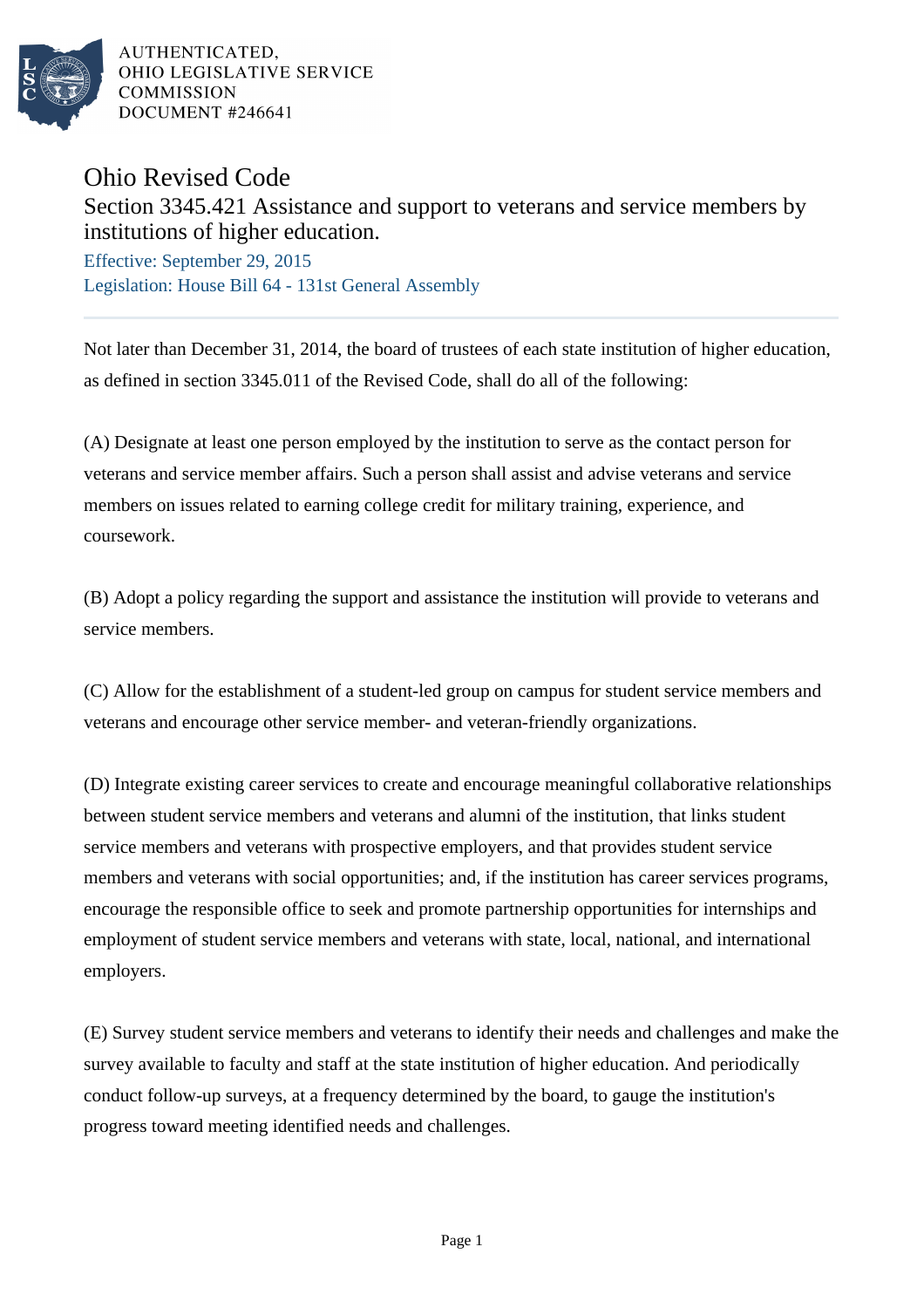AUTHENTICATED,
OHIO LEGISLATIVE SERVICE
COMMISSION
DOCUMENT #246641

# Ohio Revised Code

## Section 3345.421 Assistance and support to veterans and service members by institutions of higher education.

Effective: September 29, 2015

Legislation: House Bill 64 - 131st General Assembly

---

Not later than December 31, 2014, the board of trustees of each state institution of higher education, as defined in section 3345.011 of the Revised Code, shall do all of the following:

(A) Designate at least one person employed by the institution to serve as the contact person for veterans and service member affairs. Such a person shall assist and advise veterans and service members on issues related to earning college credit for military training, experience, and coursework.

(B) Adopt a policy regarding the support and assistance the institution will provide to veterans and service members.

(C) Allow for the establishment of a student-led group on campus for student service members and veterans and encourage other service member- and veteran-friendly organizations.

(D) Integrate existing career services to create and encourage meaningful collaborative relationships between student service members and veterans and alumni of the institution, that links student service members and veterans with prospective employers, and that provides student service members and veterans with social opportunities; and, if the institution has career services programs, encourage the responsible office to seek and promote partnership opportunities for internships and employment of student service members and veterans with state, local, national, and international employers.

(E) Survey student service members and veterans to identify their needs and challenges and make the survey available to faculty and staff at the state institution of higher education. And periodically conduct follow-up surveys, at a frequency determined by the board, to gauge the institution's progress toward meeting identified needs and challenges.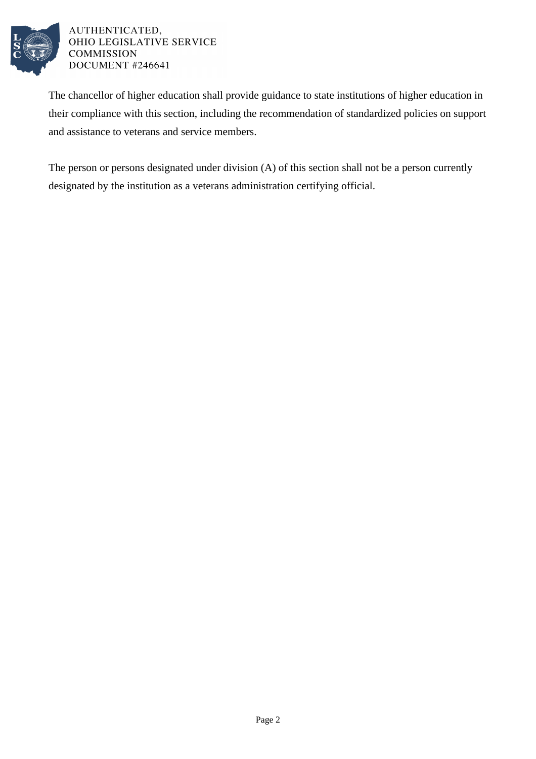The chancellor of higher education shall provide guidance to state institutions of higher education in their compliance with this section, including the recommendation of standardized policies on support and assistance to veterans and service members.

The person or persons designated under division (A) of this section shall not be a person currently designated by the institution as a veterans administration certifying official.